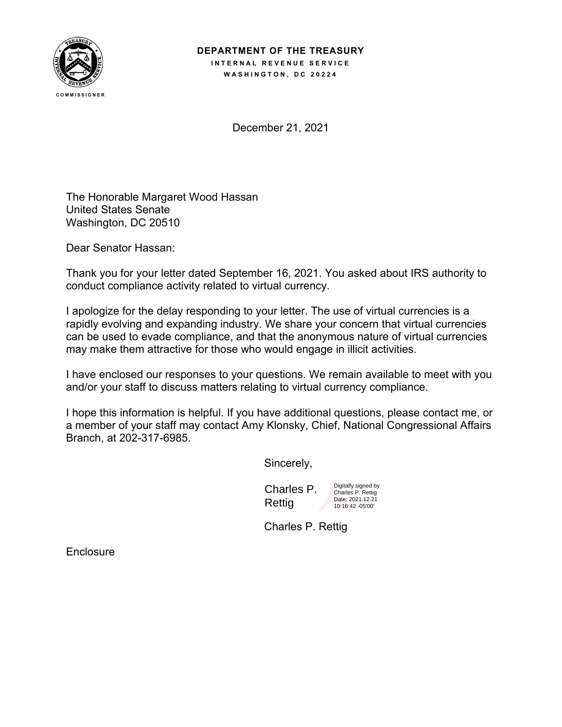**DEPARTMENT OF THE TREASURY**
**INTERNAL REVENUE SERVICE**
**WASHINGTON, DC 20224**

COMMISSIONER

December 21, 2021

The Honorable Margaret Wood Hassan
United States Senate
Washington, DC 20510

Dear Senator Hassan:

Thank you for your letter dated September 16, 2021. You asked about IRS authority to conduct compliance activity related to virtual currency.

I apologize for the delay responding to your letter. The use of virtual currencies is a rapidly evolving and expanding industry. We share your concern that virtual currencies can be used to evade compliance, and that the anonymous nature of virtual currencies may make them attractive for those who would engage in illicit activities.

I have enclosed our responses to your questions. We remain available to meet with you and/or your staff to discuss matters relating to virtual currency compliance.

I hope this information is helpful. If you have additional questions, please contact me, or a member of your staff may contact Amy Klonsky, Chief, National Congressional Affairs Branch, at 202-317-6985.

Sincerely,

Charles P. Rettig
Digitally signed by Charles P. Rettig
Date: 2021.12.21 10:16:42 -05'00'

Charles P. Rettig

Enclosure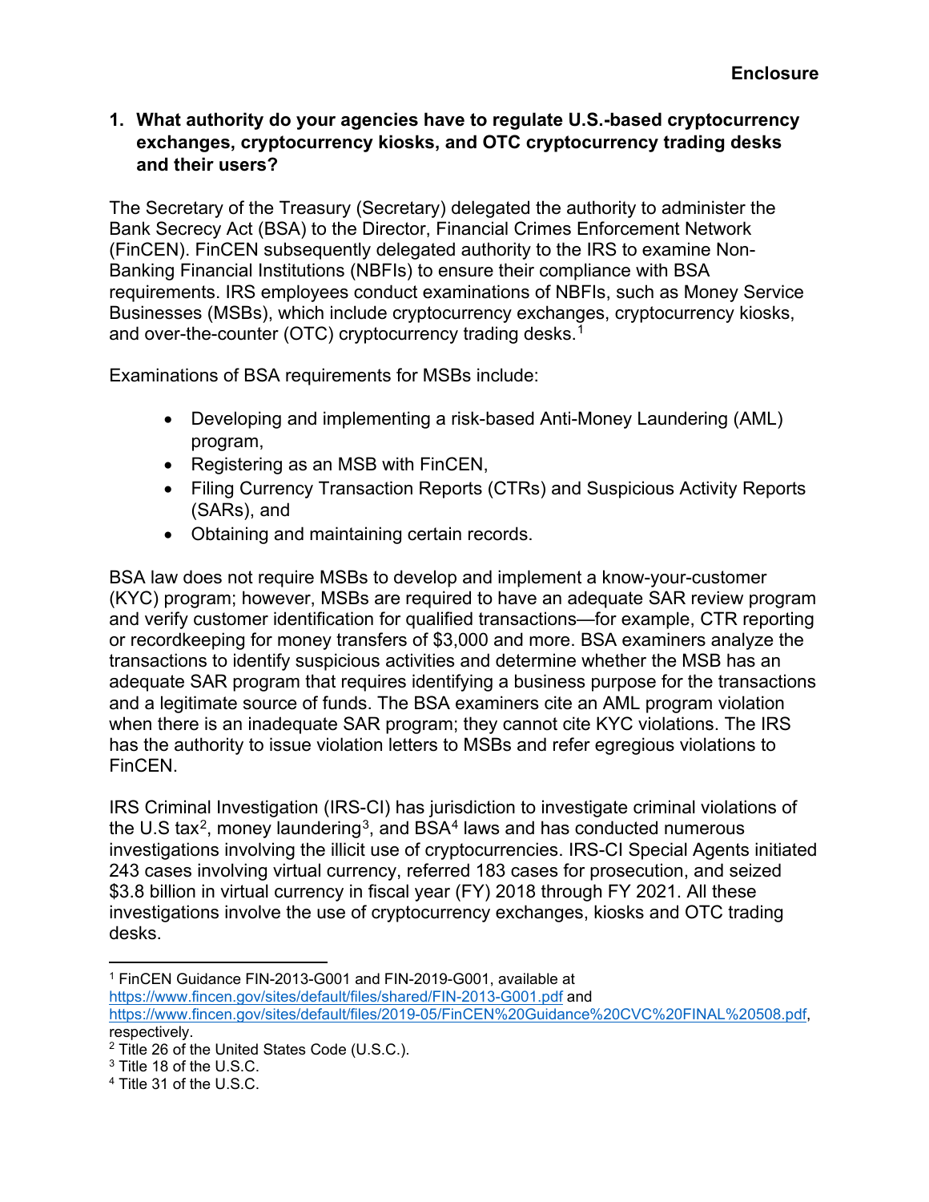**Enclosure**

**1. What authority do your agencies have to regulate U.S.-based cryptocurrency exchanges, cryptocurrency kiosks, and OTC cryptocurrency trading desks and their users?**

The Secretary of the Treasury (Secretary) delegated the authority to administer the Bank Secrecy Act (BSA) to the Director, Financial Crimes Enforcement Network (FinCEN). FinCEN subsequently delegated authority to the IRS to examine Non-Banking Financial Institutions (NBFIs) to ensure their compliance with BSA requirements. IRS employees conduct examinations of NBFIs, such as Money Service Businesses (MSBs), which include cryptocurrency exchanges, cryptocurrency kiosks, and over-the-counter (OTC) cryptocurrency trading desks.[1]

Examinations of BSA requirements for MSBs include:

- Developing and implementing a risk-based Anti-Money Laundering (AML) program,
- Registering as an MSB with FinCEN,
- Filing Currency Transaction Reports (CTRs) and Suspicious Activity Reports (SARs), and
- Obtaining and maintaining certain records.

BSA law does not require MSBs to develop and implement a know-your-customer (KYC) program; however, MSBs are required to have an adequate SAR review program and verify customer identification for qualified transactions—for example, CTR reporting or recordkeeping for money transfers of $3,000 and more. BSA examiners analyze the transactions to identify suspicious activities and determine whether the MSB has an adequate SAR program that requires identifying a business purpose for the transactions and a legitimate source of funds. The BSA examiners cite an AML program violation when there is an inadequate SAR program; they cannot cite KYC violations. The IRS has the authority to issue violation letters to MSBs and refer egregious violations to FinCEN.

IRS Criminal Investigation (IRS-CI) has jurisdiction to investigate criminal violations of the U.S tax[2], money laundering[3], and BSA[4] laws and has conducted numerous investigations involving the illicit use of cryptocurrencies. IRS-CI Special Agents initiated 243 cases involving virtual currency, referred 183 cases for prosecution, and seized $3.8 billion in virtual currency in fiscal year (FY) 2018 through FY 2021. All these investigations involve the use of cryptocurrency exchanges, kiosks and OTC trading desks.

---

[1] FinCEN Guidance FIN-2013-G001 and FIN-2019-G001, available at https://www.fincen.gov/sites/default/files/shared/FIN-2013-G001.pdf and https://www.fincen.gov/sites/default/files/2019-05/FinCEN%20Guidance%20CVC%20FINAL%20508.pdf, respectively.

[2] Title 26 of the United States Code (U.S.C.).

[3] Title 18 of the U.S.C.

[4] Title 31 of the U.S.C.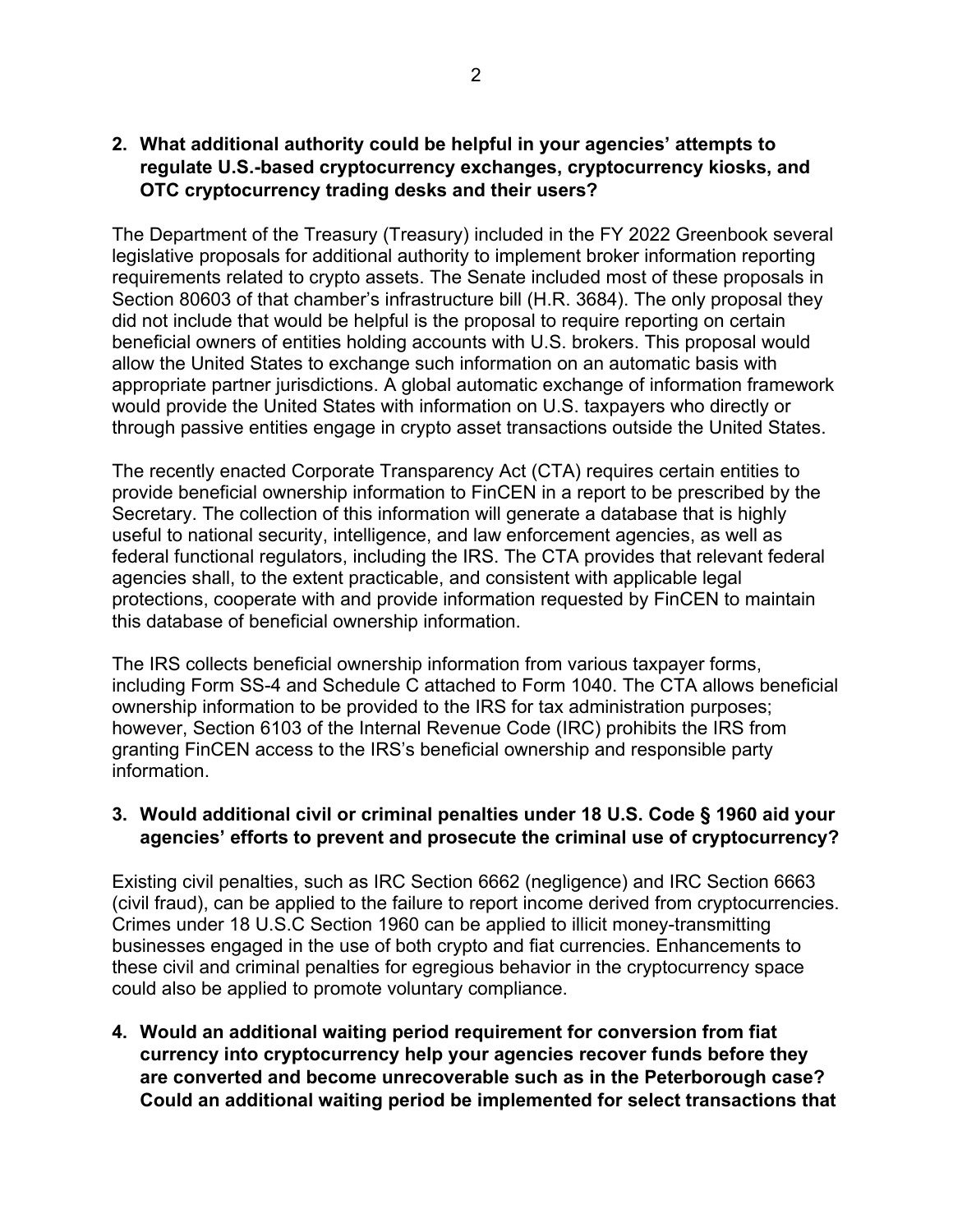**2. What additional authority could be helpful in your agencies' attempts to regulate U.S.-based cryptocurrency exchanges, cryptocurrency kiosks, and OTC cryptocurrency trading desks and their users?**

The Department of the Treasury (Treasury) included in the FY 2022 Greenbook several legislative proposals for additional authority to implement broker information reporting requirements related to crypto assets. The Senate included most of these proposals in Section 80603 of that chamber's infrastructure bill (H.R. 3684). The only proposal they did not include that would be helpful is the proposal to require reporting on certain beneficial owners of entities holding accounts with U.S. brokers. This proposal would allow the United States to exchange such information on an automatic basis with appropriate partner jurisdictions. A global automatic exchange of information framework would provide the United States with information on U.S. taxpayers who directly or through passive entities engage in crypto asset transactions outside the United States.

The recently enacted Corporate Transparency Act (CTA) requires certain entities to provide beneficial ownership information to FinCEN in a report to be prescribed by the Secretary. The collection of this information will generate a database that is highly useful to national security, intelligence, and law enforcement agencies, as well as federal functional regulators, including the IRS. The CTA provides that relevant federal agencies shall, to the extent practicable, and consistent with applicable legal protections, cooperate with and provide information requested by FinCEN to maintain this database of beneficial ownership information.

The IRS collects beneficial ownership information from various taxpayer forms, including Form SS-4 and Schedule C attached to Form 1040. The CTA allows beneficial ownership information to be provided to the IRS for tax administration purposes; however, Section 6103 of the Internal Revenue Code (IRC) prohibits the IRS from granting FinCEN access to the IRS's beneficial ownership and responsible party information.

**3. Would additional civil or criminal penalties under 18 U.S. Code § 1960 aid your agencies' efforts to prevent and prosecute the criminal use of cryptocurrency?**

Existing civil penalties, such as IRC Section 6662 (negligence) and IRC Section 6663 (civil fraud), can be applied to the failure to report income derived from cryptocurrencies. Crimes under 18 U.S.C Section 1960 can be applied to illicit money-transmitting businesses engaged in the use of both crypto and fiat currencies. Enhancements to these civil and criminal penalties for egregious behavior in the cryptocurrency space could also be applied to promote voluntary compliance.

**4. Would an additional waiting period requirement for conversion from fiat currency into cryptocurrency help your agencies recover funds before they are converted and become unrecoverable such as in the Peterborough case? Could an additional waiting period be implemented for select transactions that**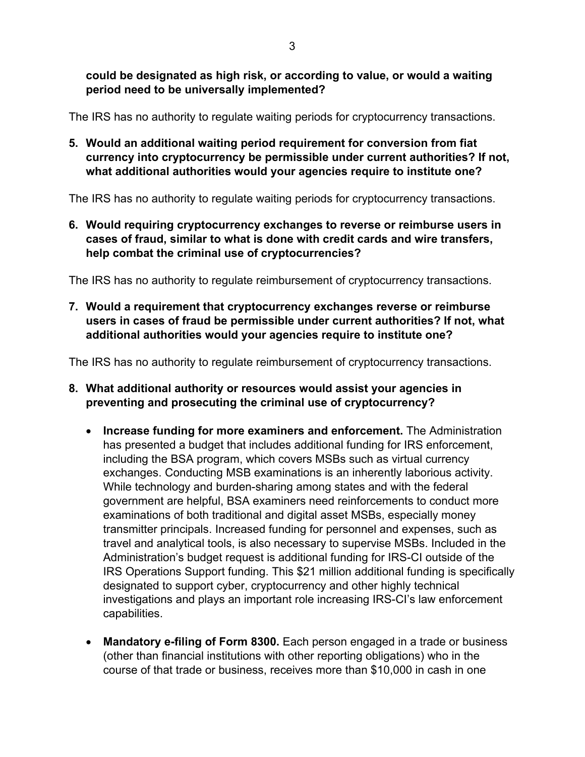**could be designated as high risk, or according to value, or would a waiting period need to be universally implemented?**

The IRS has no authority to regulate waiting periods for cryptocurrency transactions.

5. **Would an additional waiting period requirement for conversion from fiat currency into cryptocurrency be permissible under current authorities? If not, what additional authorities would your agencies require to institute one?**

The IRS has no authority to regulate waiting periods for cryptocurrency transactions.

6. **Would requiring cryptocurrency exchanges to reverse or reimburse users in cases of fraud, similar to what is done with credit cards and wire transfers, help combat the criminal use of cryptocurrencies?**

The IRS has no authority to regulate reimbursement of cryptocurrency transactions.

7. **Would a requirement that cryptocurrency exchanges reverse or reimburse users in cases of fraud be permissible under current authorities? If not, what additional authorities would your agencies require to institute one?**

The IRS has no authority to regulate reimbursement of cryptocurrency transactions.

8. **What additional authority or resources would assist your agencies in preventing and prosecuting the criminal use of cryptocurrency?**

- **Increase funding for more examiners and enforcement.** The Administration has presented a budget that includes additional funding for IRS enforcement, including the BSA program, which covers MSBs such as virtual currency exchanges. Conducting MSB examinations is an inherently laborious activity. While technology and burden-sharing among states and with the federal government are helpful, BSA examiners need reinforcements to conduct more examinations of both traditional and digital asset MSBs, especially money transmitter principals. Increased funding for personnel and expenses, such as travel and analytical tools, is also necessary to supervise MSBs. Included in the Administration's budget request is additional funding for IRS-CI outside of the IRS Operations Support funding. This $21 million additional funding is specifically designated to support cyber, cryptocurrency and other highly technical investigations and plays an important role increasing IRS-CI's law enforcement capabilities.

- **Mandatory e-filing of Form 8300.** Each person engaged in a trade or business (other than financial institutions with other reporting obligations) who in the course of that trade or business, receives more than $10,000 in cash in one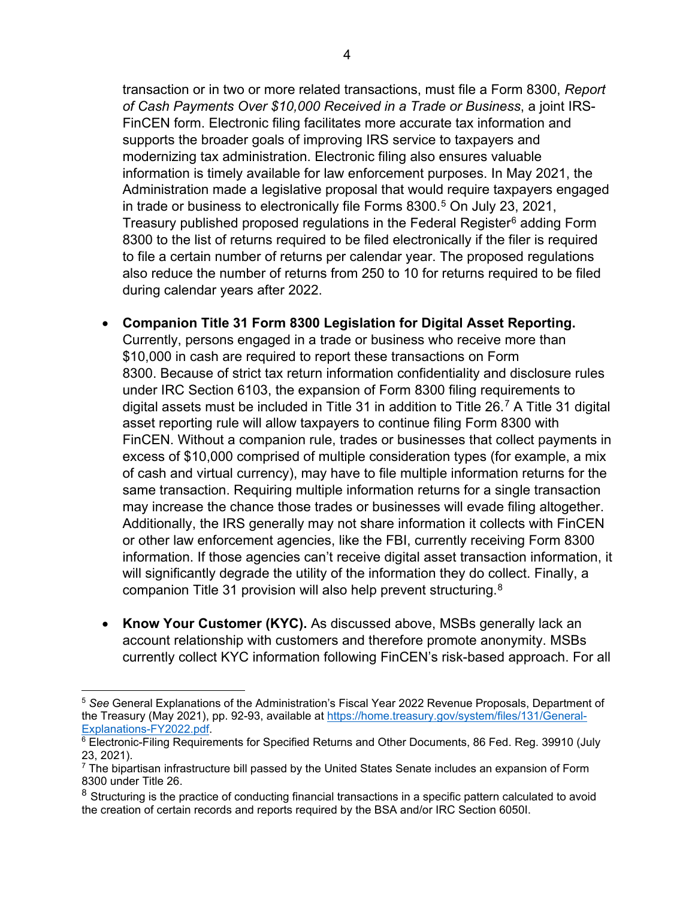transaction or in two or more related transactions, must file a Form 8300, *Report of Cash Payments Over $10,000 Received in a Trade or Business*, a joint IRS-FinCEN form. Electronic filing facilitates more accurate tax information and supports the broader goals of improving IRS service to taxpayers and modernizing tax administration. Electronic filing also ensures valuable information is timely available for law enforcement purposes. In May 2021, the Administration made a legislative proposal that would require taxpayers engaged in trade or business to electronically file Forms 8300.[5] On July 23, 2021, Treasury published proposed regulations in the Federal Register[6] adding Form 8300 to the list of returns required to be filed electronically if the filer is required to file a certain number of returns per calendar year. The proposed regulations also reduce the number of returns from 250 to 10 for returns required to be filed during calendar years after 2022.

- **Companion Title 31 Form 8300 Legislation for Digital Asset Reporting.** Currently, persons engaged in a trade or business who receive more than $10,000 in cash are required to report these transactions on Form 8300. Because of strict tax return information confidentiality and disclosure rules under IRC Section 6103, the expansion of Form 8300 filing requirements to digital assets must be included in Title 31 in addition to Title 26.[7] A Title 31 digital asset reporting rule will allow taxpayers to continue filing Form 8300 with FinCEN. Without a companion rule, trades or businesses that collect payments in excess of $10,000 comprised of multiple consideration types (for example, a mix of cash and virtual currency), may have to file multiple information returns for the same transaction. Requiring multiple information returns for a single transaction may increase the chance those trades or businesses will evade filing altogether. Additionally, the IRS generally may not share information it collects with FinCEN or other law enforcement agencies, like the FBI, currently receiving Form 8300 information. If those agencies can't receive digital asset transaction information, it will significantly degrade the utility of the information they do collect. Finally, a companion Title 31 provision will also help prevent structuring.[8]

- **Know Your Customer (KYC).** As discussed above, MSBs generally lack an account relationship with customers and therefore promote anonymity. MSBs currently collect KYC information following FinCEN's risk-based approach. For all

---

[5] *See* General Explanations of the Administration's Fiscal Year 2022 Revenue Proposals, Department of the Treasury (May 2021), pp. 92-93, available at https://home.treasury.gov/system/files/131/General-Explanations-FY2022.pdf.

[6] Electronic-Filing Requirements for Specified Returns and Other Documents, 86 Fed. Reg. 39910 (July 23, 2021).

[7] The bipartisan infrastructure bill passed by the United States Senate includes an expansion of Form 8300 under Title 26.

[8] Structuring is the practice of conducting financial transactions in a specific pattern calculated to avoid the creation of certain records and reports required by the BSA and/or IRC Section 6050I.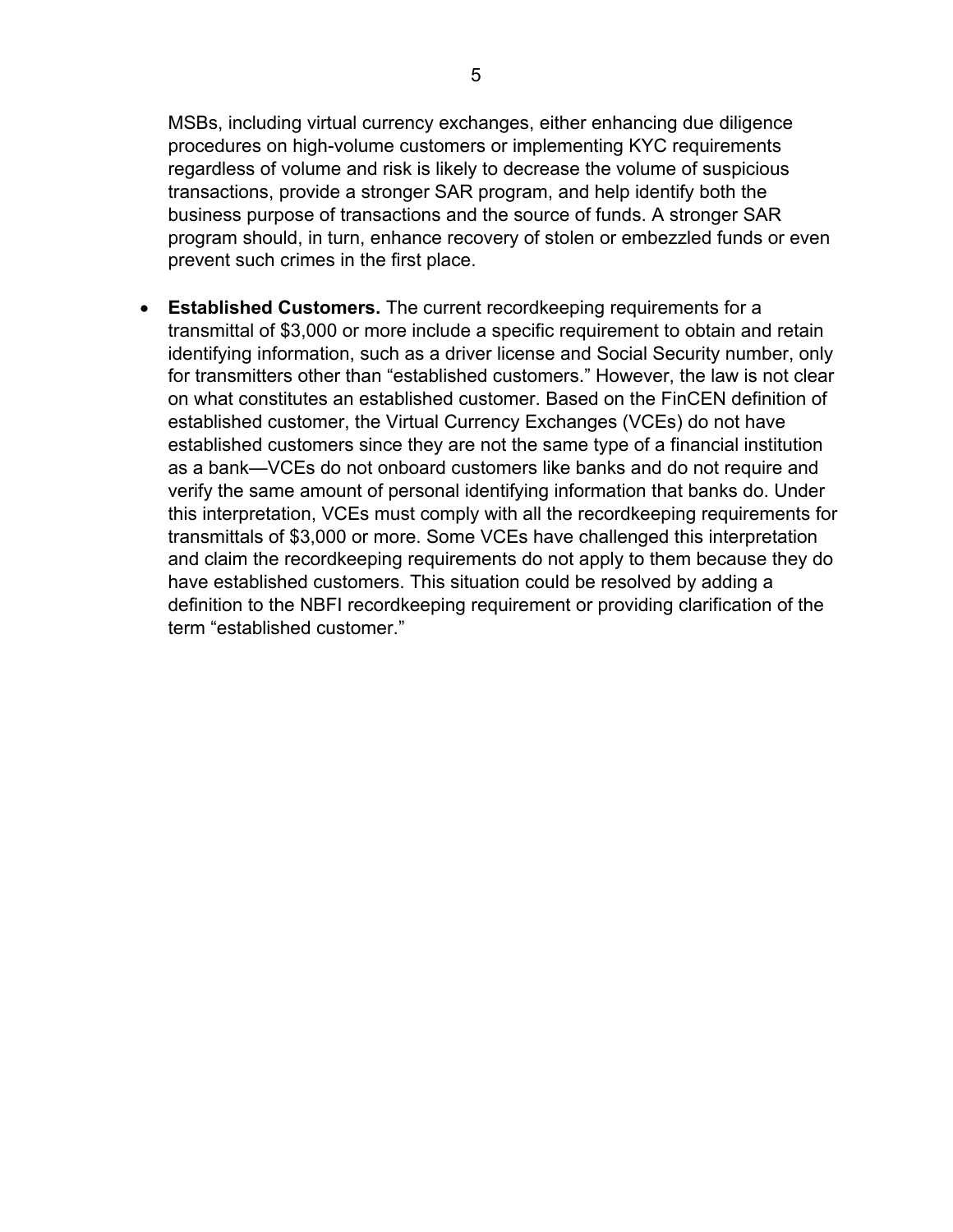MSBs, including virtual currency exchanges, either enhancing due diligence procedures on high-volume customers or implementing KYC requirements regardless of volume and risk is likely to decrease the volume of suspicious transactions, provide a stronger SAR program, and help identify both the business purpose of transactions and the source of funds. A stronger SAR program should, in turn, enhance recovery of stolen or embezzled funds or even prevent such crimes in the first place.

- **Established Customers.** The current recordkeeping requirements for a transmittal of $3,000 or more include a specific requirement to obtain and retain identifying information, such as a driver license and Social Security number, only for transmitters other than "established customers." However, the law is not clear on what constitutes an established customer. Based on the FinCEN definition of established customer, the Virtual Currency Exchanges (VCEs) do not have established customers since they are not the same type of a financial institution as a bank—VCEs do not onboard customers like banks and do not require and verify the same amount of personal identifying information that banks do. Under this interpretation, VCEs must comply with all the recordkeeping requirements for transmittals of $3,000 or more. Some VCEs have challenged this interpretation and claim the recordkeeping requirements do not apply to them because they do have established customers. This situation could be resolved by adding a definition to the NBFI recordkeeping requirement or providing clarification of the term "established customer."